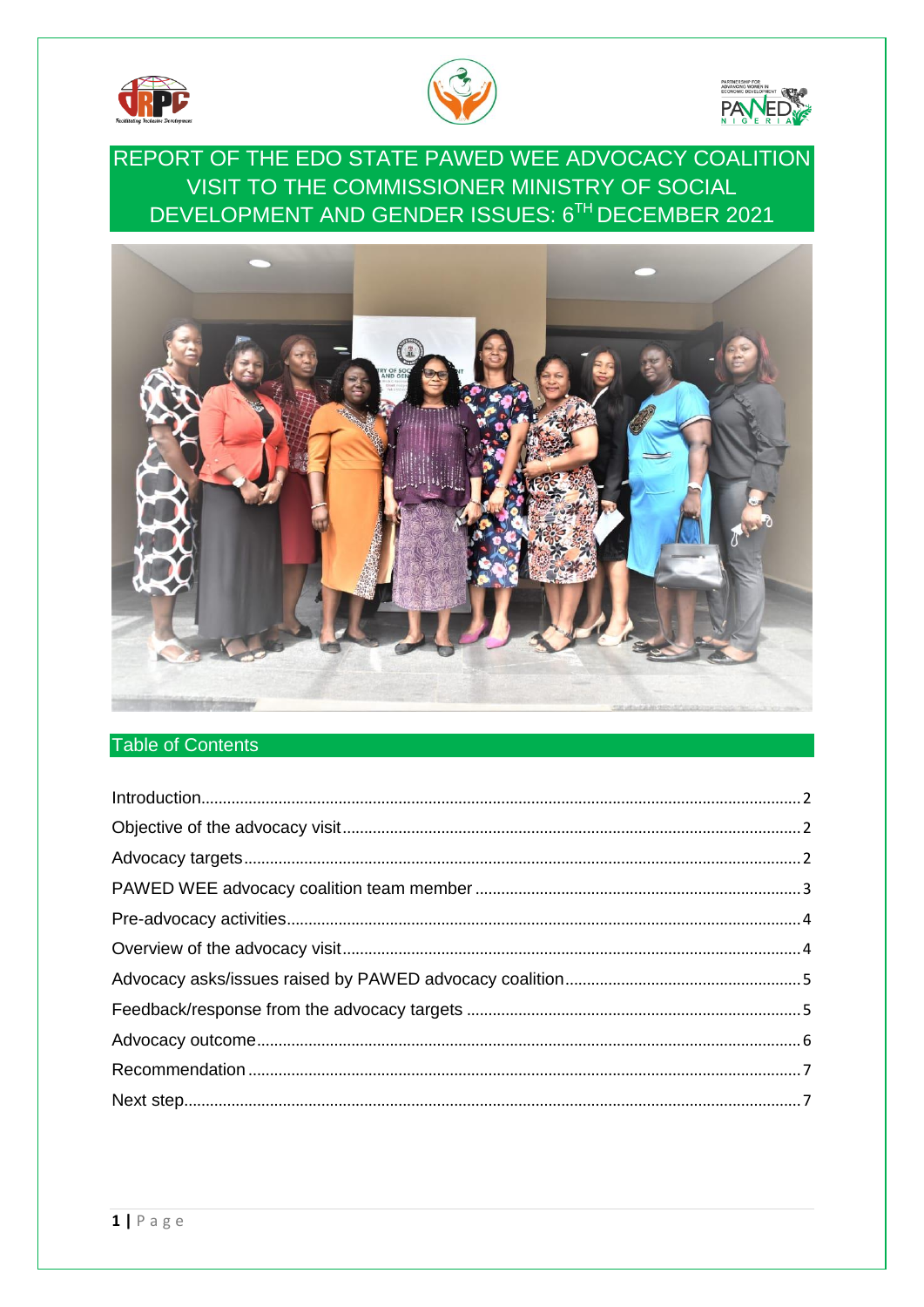# REPORT OF THE EDO STATE PAWED WEE ADVOCACY COALITION VISIT TO THE COMMISSIONER MINISTRY OF SOCIAL DEVELOPMENT AND GENDER ISSUES: 6TH DECEMBER 2021

## Table of Contents

- Introduction ........ 2
- Objective of the advocacy visit ........ 2
- Advocacy targets ........ 2
- PAWED WEE advocacy coalition team member ........ 3
- Pre-advocacy activities ........ 4
- Overview of the advocacy visit ........ 4
- Advocacy asks/issues raised by PAWED advocacy coalition ........ 5
- Feedback/response from the advocacy targets ........ 5
- Advocacy outcome ........ 6
- Recommendation ........ 7
- Next step ........ 7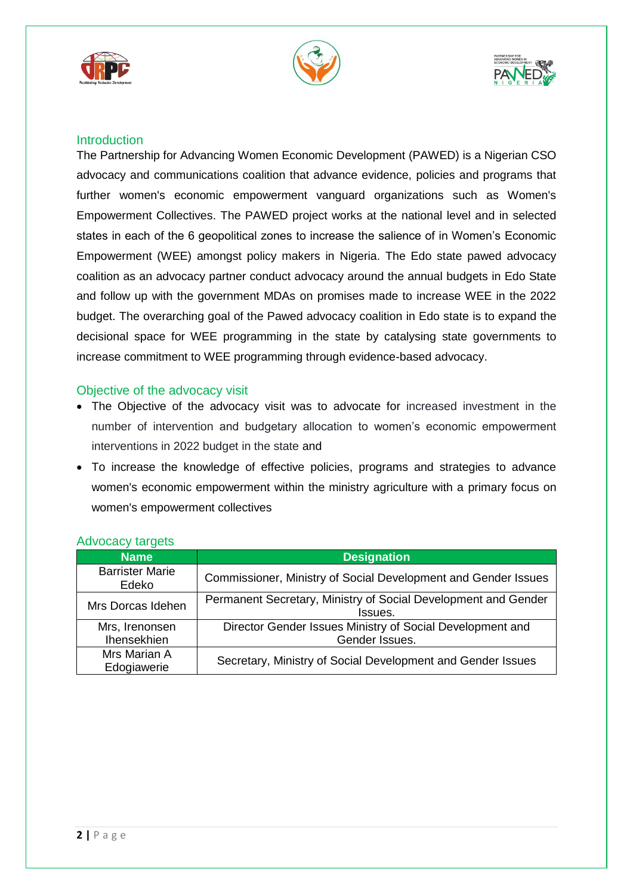## Introduction

The Partnership for Advancing Women Economic Development (PAWED) is a Nigerian CSO advocacy and communications coalition that advance evidence, policies and programs that further women's economic empowerment vanguard organizations such as Women's Empowerment Collectives. The PAWED project works at the national level and in selected states in each of the 6 geopolitical zones to increase the salience of in Women's Economic Empowerment (WEE) amongst policy makers in Nigeria. The Edo state pawed advocacy coalition as an advocacy partner conduct advocacy around the annual budgets in Edo State and follow up with the government MDAs on promises made to increase WEE in the 2022 budget. The overarching goal of the Pawed advocacy coalition in Edo state is to expand the decisional space for WEE programming in the state by catalysing state governments to increase commitment to WEE programming through evidence-based advocacy.

## Objective of the advocacy visit

- The Objective of the advocacy visit was to advocate for increased investment in the number of intervention and budgetary allocation to women's economic empowerment interventions in 2022 budget in the state and
- To increase the knowledge of effective policies, programs and strategies to advance women's economic empowerment within the ministry agriculture with a primary focus on women's empowerment collectives

## Advocacy targets

| Name | Designation |
|---|---|
| Barrister Marie Edeko | Commissioner, Ministry of Social Development and Gender Issues |
| Mrs Dorcas Idehen | Permanent Secretary, Ministry of Social Development and Gender Issues. |
| Mrs, Irenonsen Ihensekhien | Director Gender Issues Ministry of Social Development and Gender Issues. |
| Mrs Marian A Edogiawerie | Secretary, Ministry of Social Development and Gender Issues |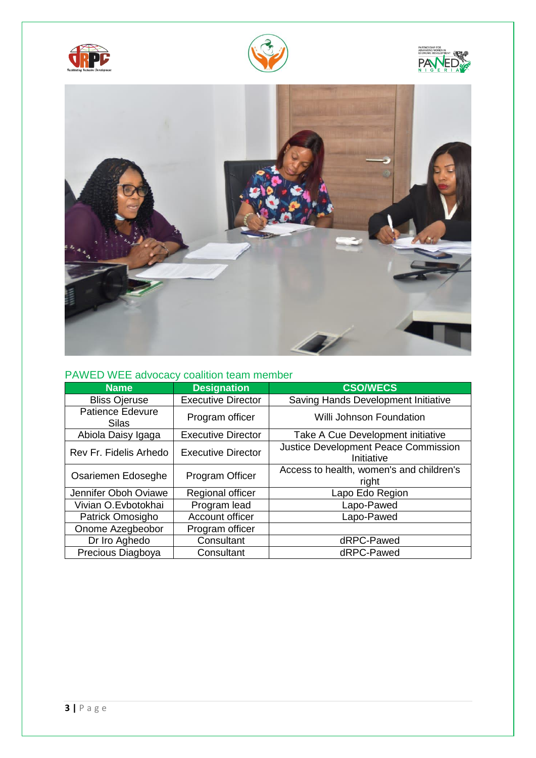PAWED WEE advocacy coalition team member

| Name | Designation | CSO/WECS |
|---|---|---|
| Bliss Ojeruse | Executive Director | Saving Hands Development Initiative |
| Patience Edevure Silas | Program officer | Willi Johnson Foundation |
| Abiola Daisy Igaga | Executive Director | Take A Cue Development initiative |
| Rev Fr. Fidelis Arhedo | Executive Director | Justice Development Peace Commission Initiative |
| Osariemen Edoseghe | Program Officer | Access to health, women's and children's right |
| Jennifer Oboh Oviawe | Regional officer | Lapo Edo Region |
| Vivian O.Evbotokhai | Program lead | Lapo-Pawed |
| Patrick Omosigho | Account officer | Lapo-Pawed |
| Onome Azegbeobor | Program officer | |
| Dr Iro Aghedo | Consultant | dRPC-Pawed |
| Precious Diagboya | Consultant | dRPC-Pawed |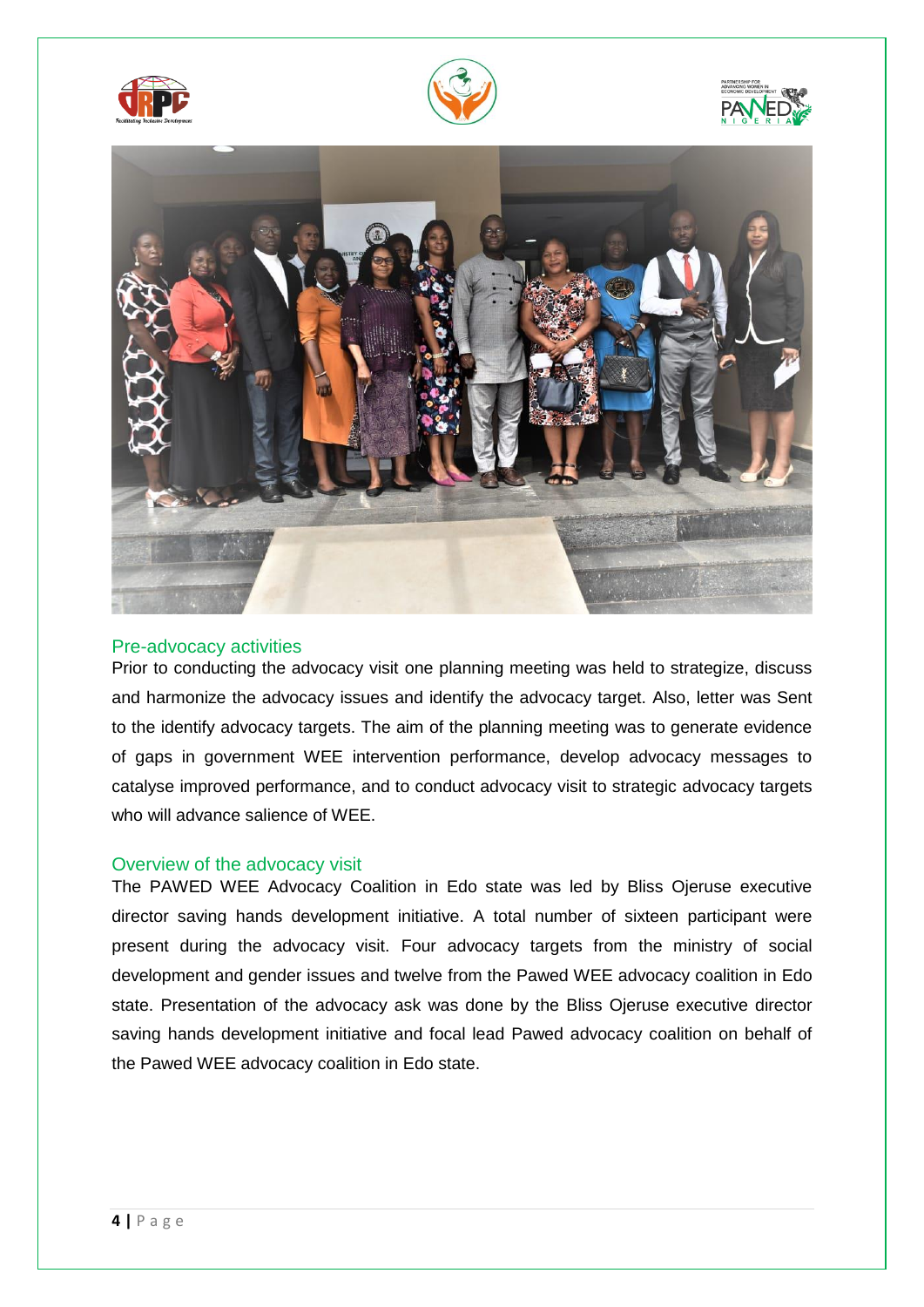## Pre-advocacy activities

Prior to conducting the advocacy visit one planning meeting was held to strategize, discuss and harmonize the advocacy issues and identify the advocacy target. Also, letter was Sent to the identify advocacy targets. The aim of the planning meeting was to generate evidence of gaps in government WEE intervention performance, develop advocacy messages to catalyse improved performance, and to conduct advocacy visit to strategic advocacy targets who will advance salience of WEE.

## Overview of the advocacy visit

The PAWED WEE Advocacy Coalition in Edo state was led by Bliss Ojeruse executive director saving hands development initiative. A total number of sixteen participant were present during the advocacy visit. Four advocacy targets from the ministry of social development and gender issues and twelve from the Pawed WEE advocacy coalition in Edo state. Presentation of the advocacy ask was done by the Bliss Ojeruse executive director saving hands development initiative and focal lead Pawed advocacy coalition on behalf of the Pawed WEE advocacy coalition in Edo state.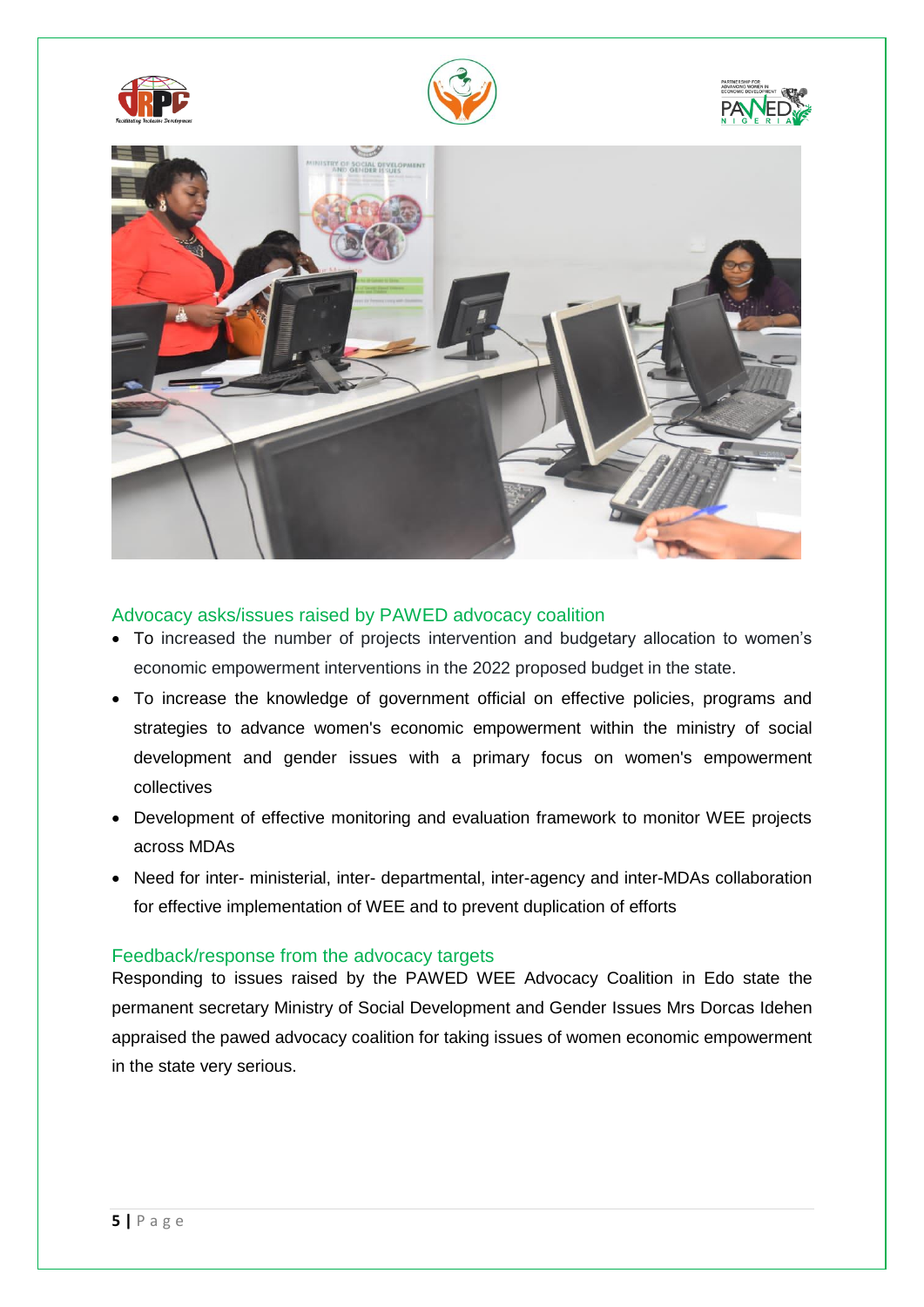## Advocacy asks/issues raised by PAWED advocacy coalition

- To increased the number of projects intervention and budgetary allocation to women's economic empowerment interventions in the 2022 proposed budget in the state.
- To increase the knowledge of government official on effective policies, programs and strategies to advance women's economic empowerment within the ministry of social development and gender issues with a primary focus on women's empowerment collectives
- Development of effective monitoring and evaluation framework to monitor WEE projects across MDAs
- Need for inter- ministerial, inter- departmental, inter-agency and inter-MDAs collaboration for effective implementation of WEE and to prevent duplication of efforts

## Feedback/response from the advocacy targets

Responding to issues raised by the PAWED WEE Advocacy Coalition in Edo state the permanent secretary Ministry of Social Development and Gender Issues Mrs Dorcas Idehen appraised the pawed advocacy coalition for taking issues of women economic empowerment in the state very serious.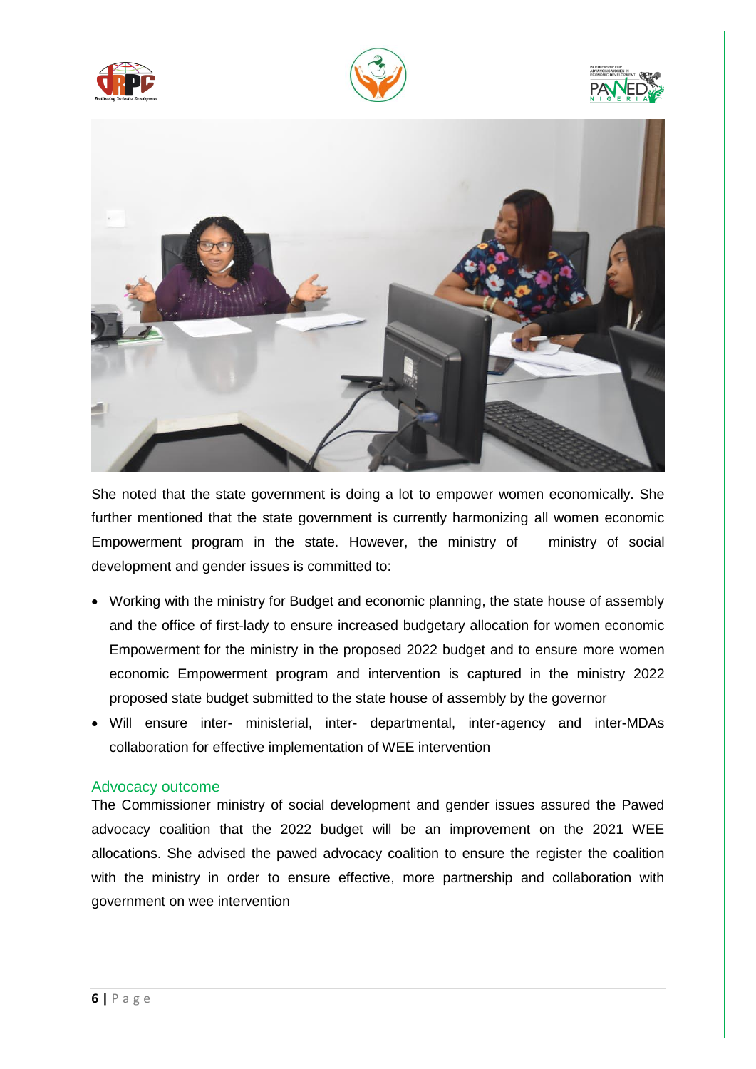She noted that the state government is doing a lot to empower women economically. She further mentioned that the state government is currently harmonizing all women economic Empowerment program in the state. However, the ministry of ministry of social development and gender issues is committed to:

- Working with the ministry for Budget and economic planning, the state house of assembly and the office of first-lady to ensure increased budgetary allocation for women economic Empowerment for the ministry in the proposed 2022 budget and to ensure more women economic Empowerment program and intervention is captured in the ministry 2022 proposed state budget submitted to the state house of assembly by the governor
- Will ensure inter- ministerial, inter- departmental, inter-agency and inter-MDAs collaboration for effective implementation of WEE intervention

## Advocacy outcome

The Commissioner ministry of social development and gender issues assured the Pawed advocacy coalition that the 2022 budget will be an improvement on the 2021 WEE allocations. She advised the pawed advocacy coalition to ensure the register the coalition with the ministry in order to ensure effective, more partnership and collaboration with government on wee intervention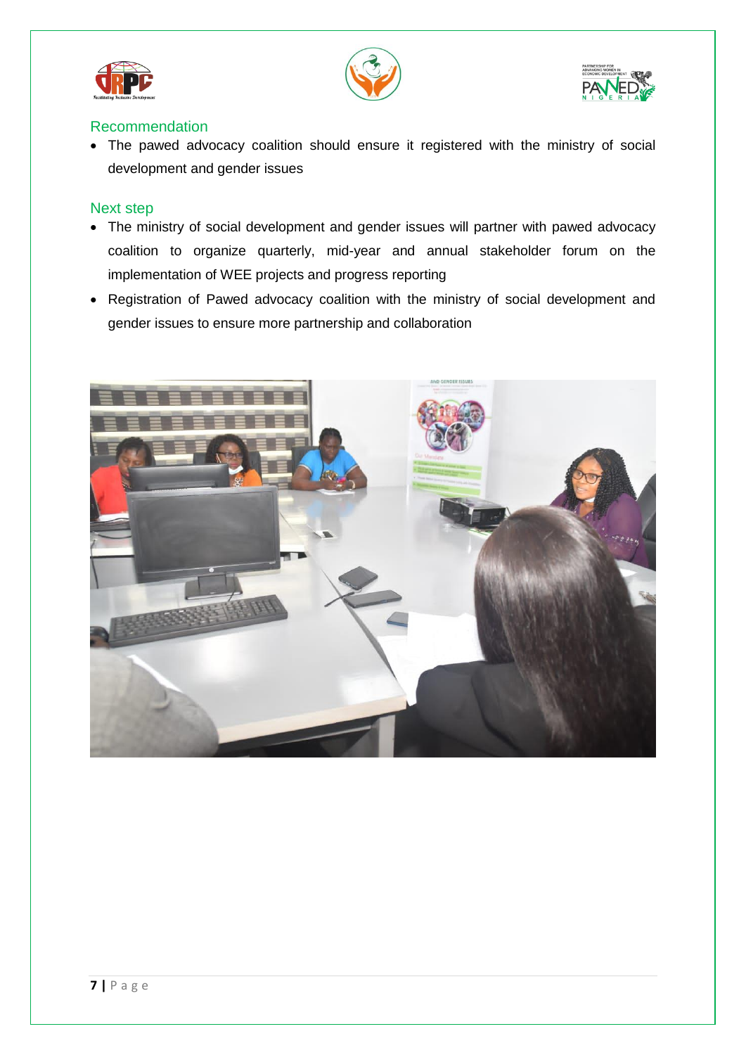## Recommendation

- The pawed advocacy coalition should ensure it registered with the ministry of social development and gender issues

## Next step

- The ministry of social development and gender issues will partner with pawed advocacy coalition to organize quarterly, mid-year and annual stakeholder forum on the implementation of WEE projects and progress reporting
- Registration of Pawed advocacy coalition with the ministry of social development and gender issues to ensure more partnership and collaboration